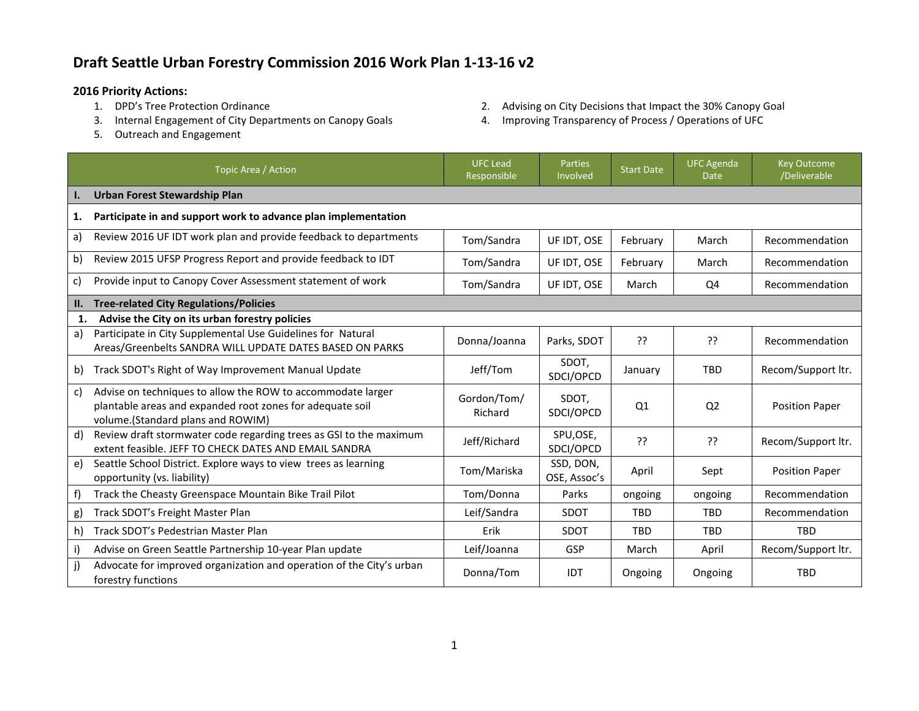# Draft Seattle Urban Forestry Commission 2016 Work Plan 1-13-16 v2

**2016 Priority Actions:**

1. DPD's Tree Protection Ordinance
2. Advising on City Decisions that Impact the 30% Canopy Goal
3. Internal Engagement of City Departments on Canopy Goals
4. Improving Transparency of Process / Operations of UFC
5. Outreach and Engagement

| Topic Area / Action | UFC Lead Responsible | Parties Involved | Start Date | UFC Agenda Date | Key Outcome /Deliverable |
|---|---|---|---|---|---|
| **I. Urban Forest Stewardship Plan** | | | | | |
| **1. Participate in and support work to advance plan implementation** | | | | | |
| a) Review 2016 UF IDT work plan and provide feedback to departments | Tom/Sandra | UF IDT, OSE | February | March | Recommendation |
| b) Review 2015 UFSP Progress Report and provide feedback to IDT | Tom/Sandra | UF IDT, OSE | February | March | Recommendation |
| c) Provide input to Canopy Cover Assessment statement of work | Tom/Sandra | UF IDT, OSE | March | Q4 | Recommendation |
| **II. Tree-related City Regulations/Policies** | | | | | |
| **1. Advise the City on its urban forestry policies** | | | | | |
| a) Participate in City Supplemental Use Guidelines for Natural Areas/Greenbelts SANDRA WILL UPDATE DATES BASED ON PARKS | Donna/Joanna | Parks, SDOT | ?? | ?? | Recommendation |
| b) Track SDOT's Right of Way Improvement Manual Update | Jeff/Tom | SDOT, SDCI/OPCD | January | TBD | Recom/Support ltr. |
| c) Advise on techniques to allow the ROW to accommodate larger plantable areas and expanded root zones for adequate soil volume.(Standard plans and ROWIM) | Gordon/Tom/ Richard | SDOT, SDCI/OPCD | Q1 | Q2 | Position Paper |
| d) Review draft stormwater code regarding trees as GSI to the maximum extent feasible. JEFF TO CHECK DATES AND EMAIL SANDRA | Jeff/Richard | SPU,OSE, SDCI/OPCD | ?? | ?? | Recom/Support ltr. |
| e) Seattle School District. Explore ways to view trees as learning opportunity (vs. liability) | Tom/Mariska | SSD, DON, OSE, Assoc's | April | Sept | Position Paper |
| f) Track the Cheasty Greenspace Mountain Bike Trail Pilot | Tom/Donna | Parks | ongoing | ongoing | Recommendation |
| g) Track SDOT's Freight Master Plan | Leif/Sandra | SDOT | TBD | TBD | Recommendation |
| h) Track SDOT's Pedestrian Master Plan | Erik | SDOT | TBD | TBD | TBD |
| i) Advise on Green Seattle Partnership 10-year Plan update | Leif/Joanna | GSP | March | April | Recom/Support ltr. |
| j) Advocate for improved organization and operation of the City's urban forestry functions | Donna/Tom | IDT | Ongoing | Ongoing | TBD |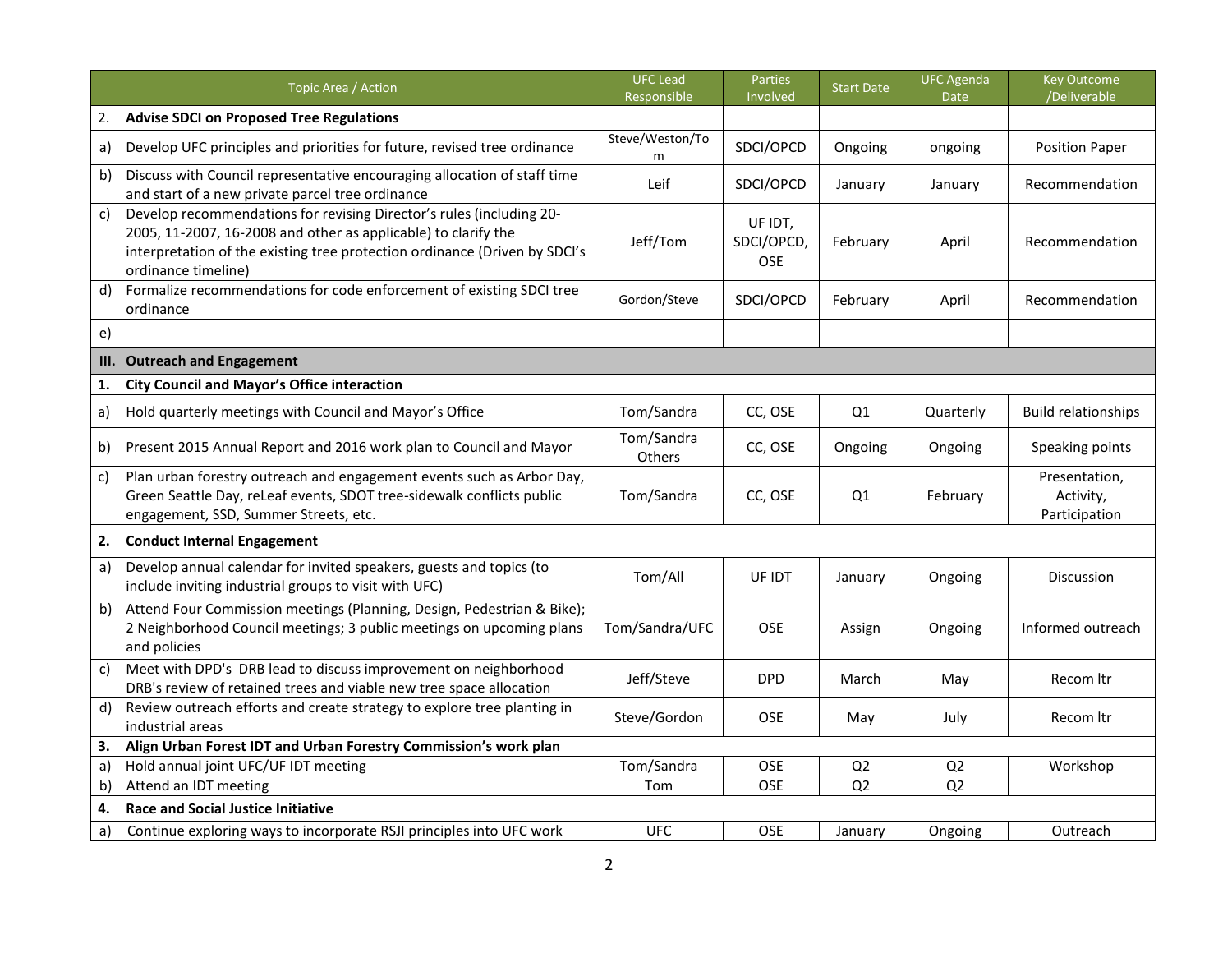| Topic Area / Action | | UFC Lead Responsible | Parties Involved | Start Date | UFC Agenda Date | Key Outcome /Deliverable |
|---|---|---|---|---|---|---|
| 2. | **Advise SDCI on Proposed Tree Regulations** | | | | | |
| a) | Develop UFC principles and priorities for future, revised tree ordinance | Steve/Weston/Tom | SDCI/OPCD | Ongoing | ongoing | Position Paper |
| b) | Discuss with Council representative encouraging allocation of staff time and start of a new private parcel tree ordinance | Leif | SDCI/OPCD | January | January | Recommendation |
| c) | Develop recommendations for revising Director's rules (including 20-2005, 11-2007, 16-2008 and other as applicable) to clarify the interpretation of the existing tree protection ordinance (Driven by SDCI's ordinance timeline) | Jeff/Tom | UF IDT, SDCI/OPCD, OSE | February | April | Recommendation |
| d) | Formalize recommendations for code enforcement of existing SDCI tree ordinance | Gordon/Steve | SDCI/OPCD | February | April | Recommendation |
| e) | | | | | | |
| **III.** | **Outreach and Engagement** | | | | | |
| 1. | **City Council and Mayor's Office interaction** | | | | | |
| a) | Hold quarterly meetings with Council and Mayor's Office | Tom/Sandra | CC, OSE | Q1 | Quarterly | Build relationships |
| b) | Present 2015 Annual Report and 2016 work plan to Council and Mayor | Tom/Sandra Others | CC, OSE | Ongoing | Ongoing | Speaking points |
| c) | Plan urban forestry outreach and engagement events such as Arbor Day, Green Seattle Day, reLeaf events, SDOT tree-sidewalk conflicts public engagement, SSD, Summer Streets, etc. | Tom/Sandra | CC, OSE | Q1 | February | Presentation, Activity, Participation |
| 2. | **Conduct Internal Engagement** | | | | | |
| a) | Develop annual calendar for invited speakers, guests and topics (to include inviting industrial groups to visit with UFC) | Tom/All | UF IDT | January | Ongoing | Discussion |
| b) | Attend Four Commission meetings (Planning, Design, Pedestrian & Bike); 2 Neighborhood Council meetings; 3 public meetings on upcoming plans and policies | Tom/Sandra/UFC | OSE | Assign | Ongoing | Informed outreach |
| c) | Meet with DPD's DRB lead to discuss improvement on neighborhood DRB's review of retained trees and viable new tree space allocation | Jeff/Steve | DPD | March | May | Recom ltr |
| d) | Review outreach efforts and create strategy to explore tree planting in industrial areas | Steve/Gordon | OSE | May | July | Recom ltr |
| 3. | **Align Urban Forest IDT and Urban Forestry Commission's work plan** | | | | | |
| a) | Hold annual joint UFC/UF IDT meeting | Tom/Sandra | OSE | Q2 | Q2 | Workshop |
| b) | Attend an IDT meeting | Tom | OSE | Q2 | Q2 | |
| 4. | **Race and Social Justice Initiative** | | | | | |
| a) | Continue exploring ways to incorporate RSJI principles into UFC work | UFC | OSE | January | Ongoing | Outreach |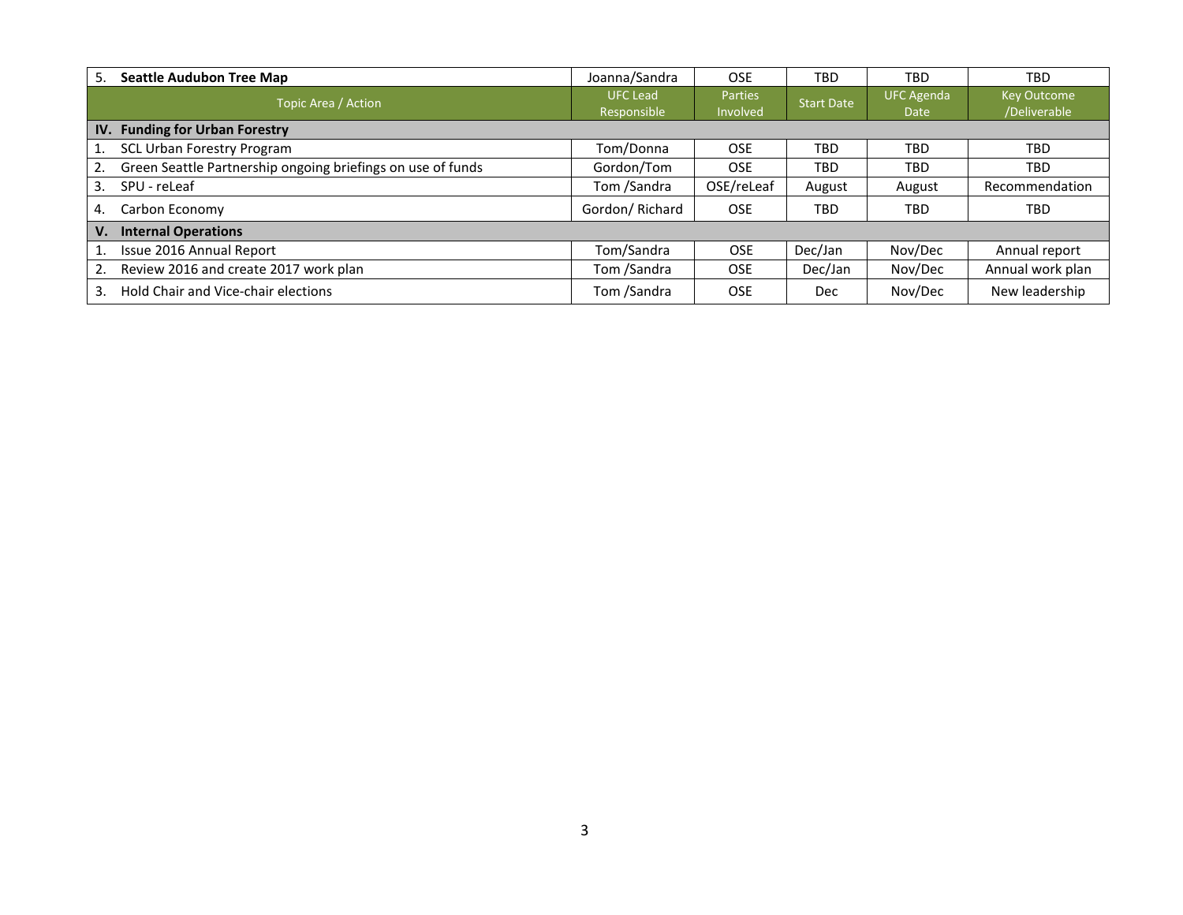| 5. **Seattle Audubon Tree Map** | Joanna/Sandra | OSE | TBD | TBD | TBD |
|---|---|---|---|---|---|
| Topic Area / Action | UFC Lead Responsible | Parties Involved | Start Date | UFC Agenda Date | Key Outcome /Deliverable |
| **IV. Funding for Urban Forestry** | | | | | |
| 1. SCL Urban Forestry Program | Tom/Donna | OSE | TBD | TBD | TBD |
| 2. Green Seattle Partnership ongoing briefings on use of funds | Gordon/Tom | OSE | TBD | TBD | TBD |
| 3. SPU - reLeaf | Tom /Sandra | OSE/reLeaf | August | August | Recommendation |
| 4. Carbon Economy | Gordon/ Richard | OSE | TBD | TBD | TBD |
| **V. Internal Operations** | | | | | |
| 1. Issue 2016 Annual Report | Tom/Sandra | OSE | Dec/Jan | Nov/Dec | Annual report |
| 2. Review 2016 and create 2017 work plan | Tom /Sandra | OSE | Dec/Jan | Nov/Dec | Annual work plan |
| 3. Hold Chair and Vice-chair elections | Tom /Sandra | OSE | Dec | Nov/Dec | New leadership |